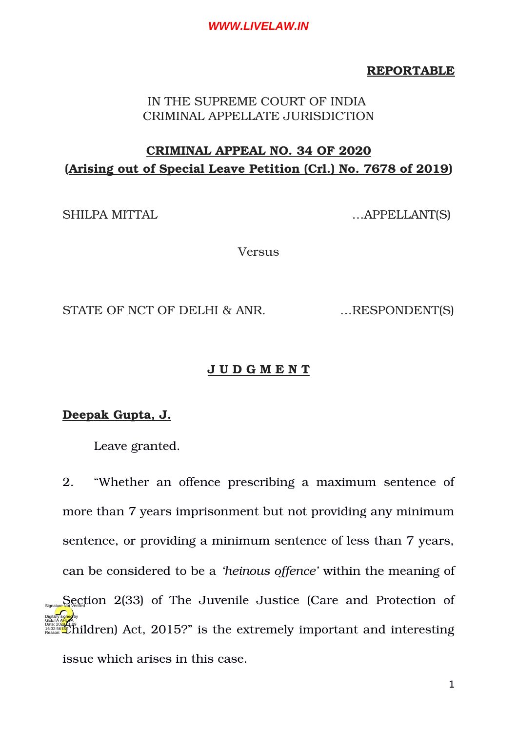**REPORTABLE**

IN THE SUPREME COURT OF INDIA
CRIMINAL APPELLATE JURISDICTION

**CRIMINAL APPEAL NO. 34 OF 2020**
**(Arising out of Special Leave Petition (Crl.) No. 7678 of 2019)**

SHILPA MITTAL …APPELLANT(S)

Versus

STATE OF NCT OF DELHI & ANR. …RESPONDENT(S)

**J U D G M E N T**

**Deepak Gupta, J.**

Leave granted.

2. "Whether an offence prescribing a maximum sentence of more than 7 years imprisonment but not providing any minimum sentence, or providing a minimum sentence of less than 7 years, can be considered to be a *'heinous offence'* within the meaning of Section 2(33) of The Juvenile Justice (Care and Protection of Children) Act, 2015?" is the extremely important and interesting issue which arises in this case.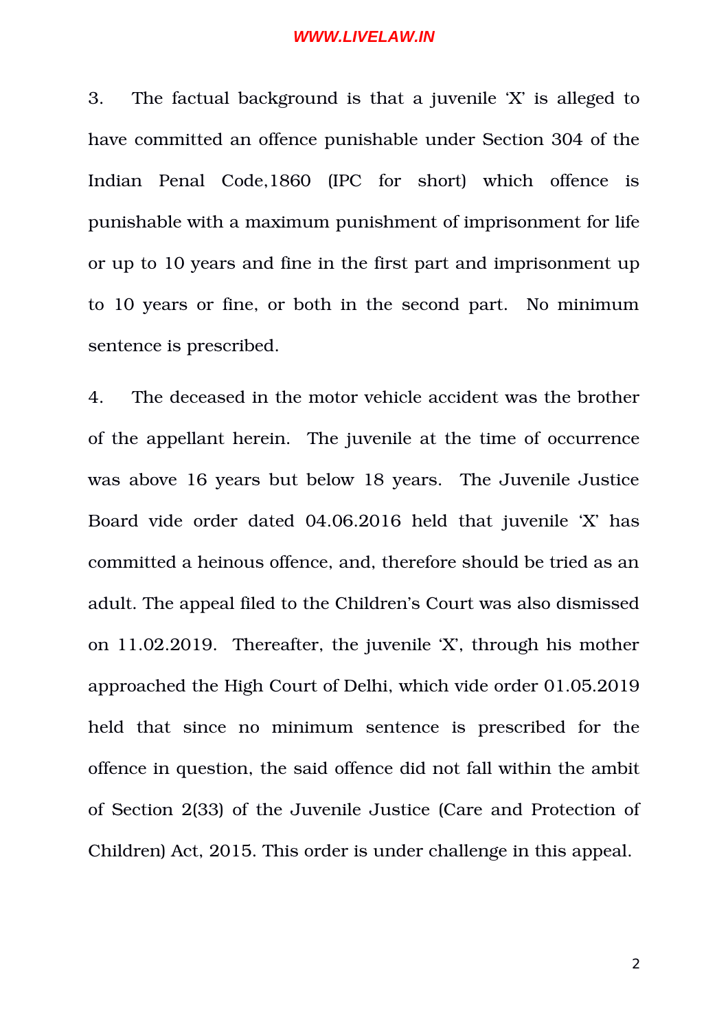3. The factual background is that a juvenile 'X' is alleged to have committed an offence punishable under Section 304 of the Indian Penal Code,1860 (IPC for short) which offence is punishable with a maximum punishment of imprisonment for life or up to 10 years and fine in the first part and imprisonment up to 10 years or fine, or both in the second part. No minimum sentence is prescribed.

4. The deceased in the motor vehicle accident was the brother of the appellant herein. The juvenile at the time of occurrence was above 16 years but below 18 years. The Juvenile Justice Board vide order dated 04.06.2016 held that juvenile 'X' has committed a heinous offence, and, therefore should be tried as an adult. The appeal filed to the Children's Court was also dismissed on 11.02.2019. Thereafter, the juvenile 'X', through his mother approached the High Court of Delhi, which vide order 01.05.2019 held that since no minimum sentence is prescribed for the offence in question, the said offence did not fall within the ambit of Section 2(33) of the Juvenile Justice (Care and Protection of Children) Act, 2015. This order is under challenge in this appeal.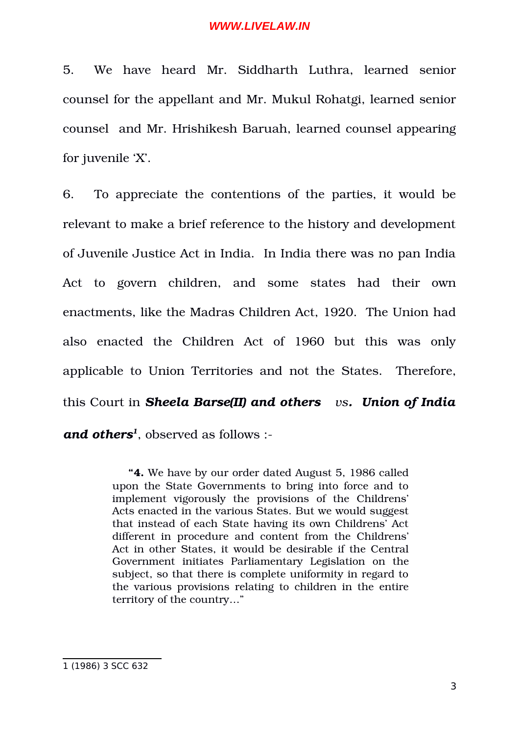5. We have heard Mr. Siddharth Luthra, learned senior counsel for the appellant and Mr. Mukul Rohatgi, learned senior counsel and Mr. Hrishikesh Baruah, learned counsel appearing for juvenile 'X'.

6. To appreciate the contentions of the parties, it would be relevant to make a brief reference to the history and development of Juvenile Justice Act in India. In India there was no pan India Act to govern children, and some states had their own enactments, like the Madras Children Act, 1920. The Union had also enacted the Children Act of 1960 but this was only applicable to Union Territories and not the States. Therefore, this Court in ***Sheela Barse(II) and others*** *vs.* ***Union of India and others***[1], observed as follows :-

> "**4.** We have by our order dated August 5, 1986 called upon the State Governments to bring into force and to implement vigorously the provisions of the Childrens' Acts enacted in the various States. But we would suggest that instead of each State having its own Childrens' Act different in procedure and content from the Childrens' Act in other States, it would be desirable if the Central Government initiates Parliamentary Legislation on the subject, so that there is complete uniformity in regard to the various provisions relating to children in the entire territory of the country…"

---

1 (1986) 3 SCC 632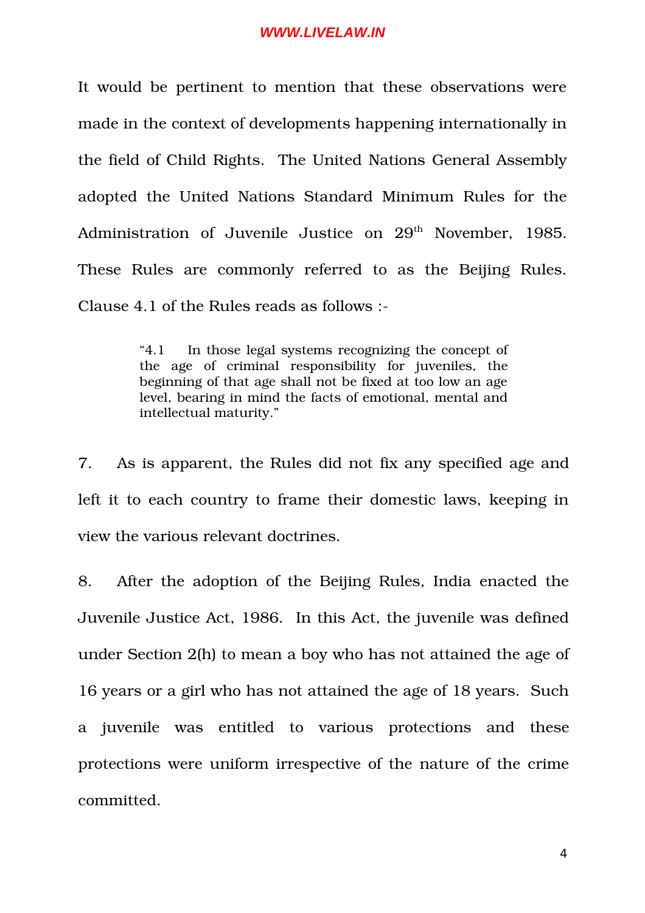It would be pertinent to mention that these observations were made in the context of developments happening internationally in the field of Child Rights. The United Nations General Assembly adopted the United Nations Standard Minimum Rules for the Administration of Juvenile Justice on 29th November, 1985. These Rules are commonly referred to as the Beijing Rules. Clause 4.1 of the Rules reads as follows :-

> "4.1 In those legal systems recognizing the concept of the age of criminal responsibility for juveniles, the beginning of that age shall not be fixed at too low an age level, bearing in mind the facts of emotional, mental and intellectual maturity."

7. As is apparent, the Rules did not fix any specified age and left it to each country to frame their domestic laws, keeping in view the various relevant doctrines.

8. After the adoption of the Beijing Rules, India enacted the Juvenile Justice Act, 1986. In this Act, the juvenile was defined under Section 2(h) to mean a boy who has not attained the age of 16 years or a girl who has not attained the age of 18 years. Such a juvenile was entitled to various protections and these protections were uniform irrespective of the nature of the crime committed.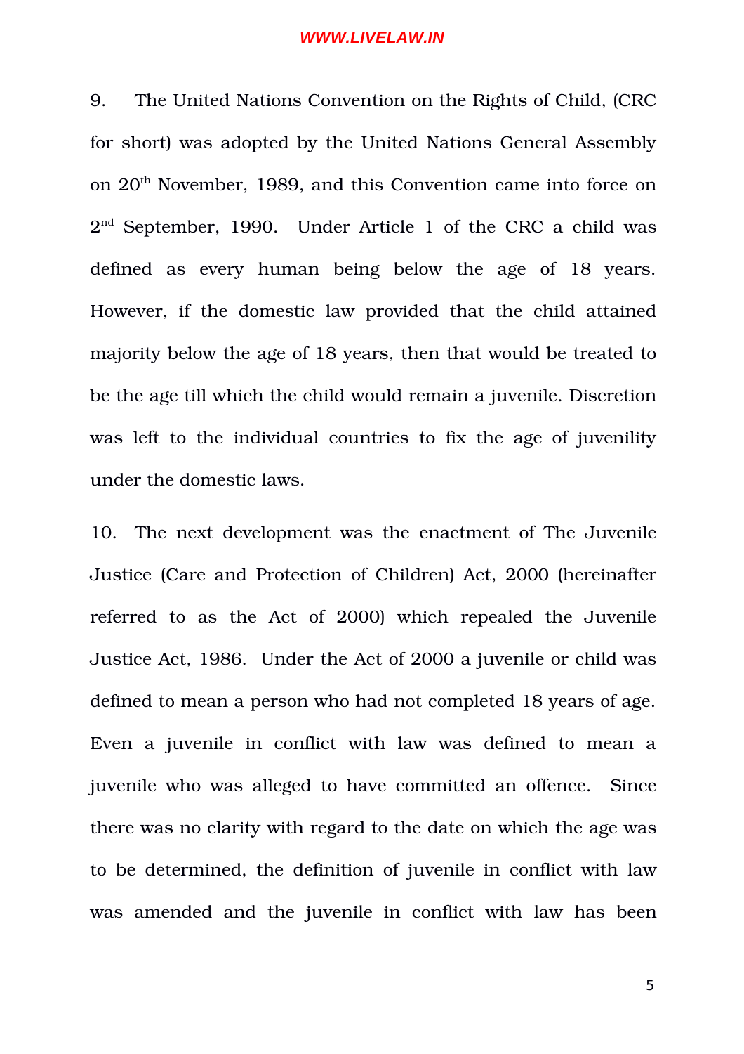9. The United Nations Convention on the Rights of Child, (CRC for short) was adopted by the United Nations General Assembly on 20th November, 1989, and this Convention came into force on 2nd September, 1990. Under Article 1 of the CRC a child was defined as every human being below the age of 18 years. However, if the domestic law provided that the child attained majority below the age of 18 years, then that would be treated to be the age till which the child would remain a juvenile. Discretion was left to the individual countries to fix the age of juvenility under the domestic laws.

10. The next development was the enactment of The Juvenile Justice (Care and Protection of Children) Act, 2000 (hereinafter referred to as the Act of 2000) which repealed the Juvenile Justice Act, 1986. Under the Act of 2000 a juvenile or child was defined to mean a person who had not completed 18 years of age. Even a juvenile in conflict with law was defined to mean a juvenile who was alleged to have committed an offence. Since there was no clarity with regard to the date on which the age was to be determined, the definition of juvenile in conflict with law was amended and the juvenile in conflict with law has been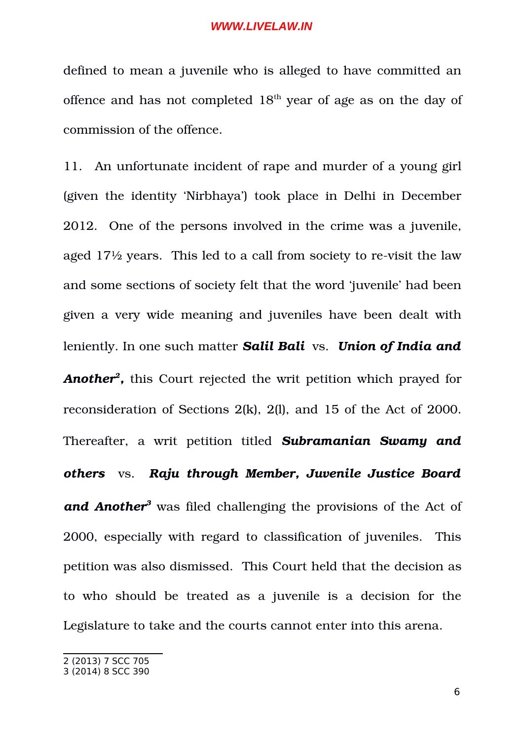defined to mean a juvenile who is alleged to have committed an offence and has not completed $18^{th}$ year of age as on the day of commission of the offence.

11. An unfortunate incident of rape and murder of a young girl (given the identity 'Nirbhaya') took place in Delhi in December 2012. One of the persons involved in the crime was a juvenile, aged 17½ years. This led to a call from society to re-visit the law and some sections of society felt that the word 'juvenile' had been given a very wide meaning and juveniles have been dealt with leniently. In one such matter ***Salil Bali*** vs. ***Union of India and Another***[2]**,** this Court rejected the writ petition which prayed for reconsideration of Sections 2(k), 2(l), and 15 of the Act of 2000. Thereafter, a writ petition titled ***Subramanian Swamy and others*** vs. ***Raju through Member, Juvenile Justice Board and Another***[3] was filed challenging the provisions of the Act of 2000, especially with regard to classification of juveniles. This petition was also dismissed. This Court held that the decision as to who should be treated as a juvenile is a decision for the Legislature to take and the courts cannot enter into this arena.

---

2 (2013) 7 SCC 705
3 (2014) 8 SCC 390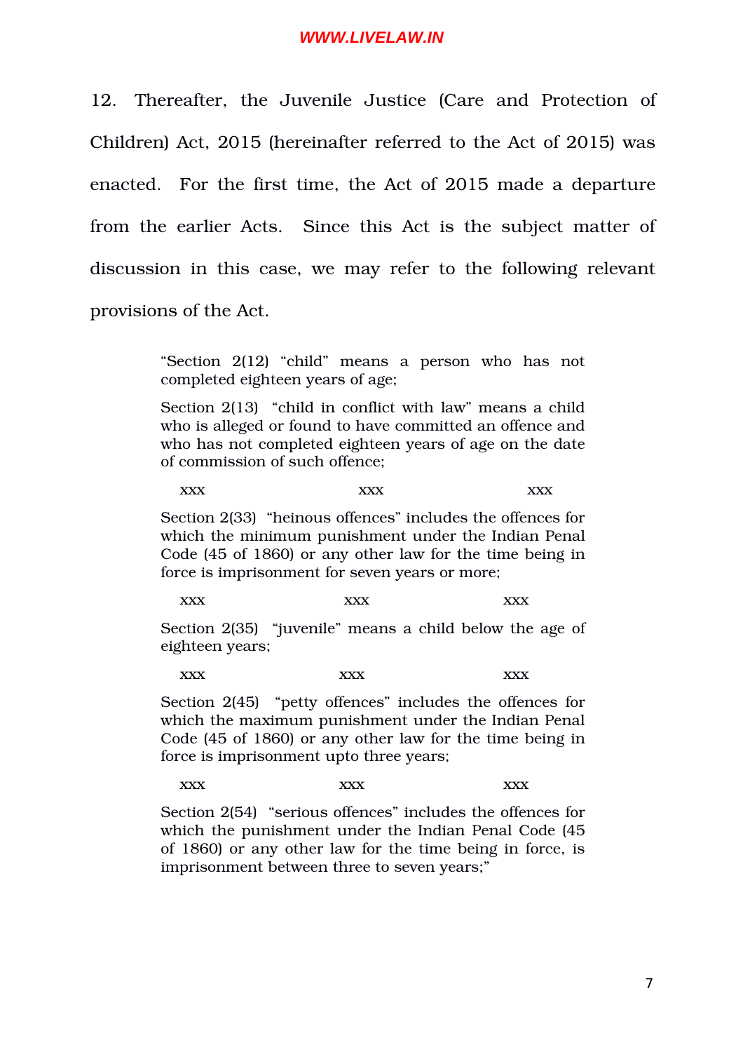12. Thereafter, the Juvenile Justice (Care and Protection of Children) Act, 2015 (hereinafter referred to the Act of 2015) was enacted. For the first time, the Act of 2015 made a departure from the earlier Acts. Since this Act is the subject matter of discussion in this case, we may refer to the following relevant provisions of the Act.

> "Section 2(12) "child" means a person who has not completed eighteen years of age;
>
> Section 2(13) "child in conflict with law" means a child who is alleged or found to have committed an offence and who has not completed eighteen years of age on the date of commission of such offence;
>
> xxx xxx xxx
>
> Section 2(33) "heinous offences" includes the offences for which the minimum punishment under the Indian Penal Code (45 of 1860) or any other law for the time being in force is imprisonment for seven years or more;
>
> xxx xxx xxx
>
> Section 2(35) "juvenile" means a child below the age of eighteen years;
>
> xxx xxx xxx
>
> Section 2(45) "petty offences" includes the offences for which the maximum punishment under the Indian Penal Code (45 of 1860) or any other law for the time being in force is imprisonment upto three years;
>
> xxx xxx xxx
>
> Section 2(54) "serious offences" includes the offences for which the punishment under the Indian Penal Code (45 of 1860) or any other law for the time being in force, is imprisonment between three to seven years;"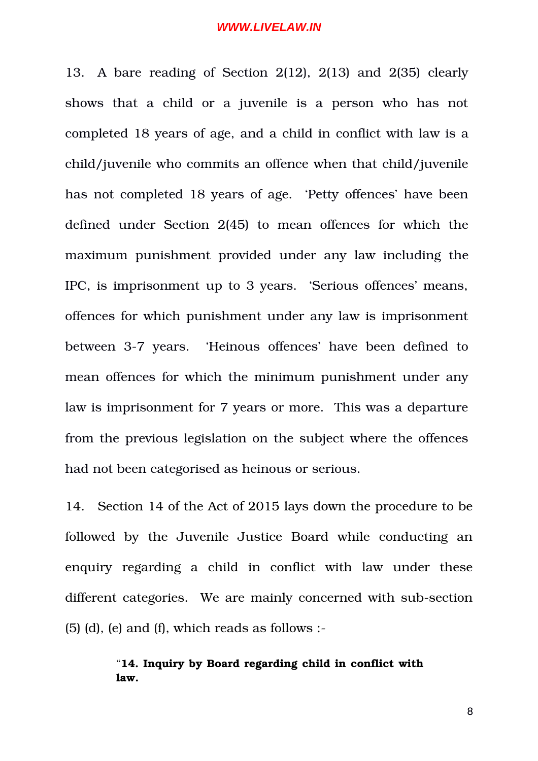13. A bare reading of Section 2(12), 2(13) and 2(35) clearly shows that a child or a juvenile is a person who has not completed 18 years of age, and a child in conflict with law is a child/juvenile who commits an offence when that child/juvenile has not completed 18 years of age. 'Petty offences' have been defined under Section 2(45) to mean offences for which the maximum punishment provided under any law including the IPC, is imprisonment up to 3 years. 'Serious offences' means, offences for which punishment under any law is imprisonment between 3-7 years. 'Heinous offences' have been defined to mean offences for which the minimum punishment under any law is imprisonment for 7 years or more. This was a departure from the previous legislation on the subject where the offences had not been categorised as heinous or serious.

14. Section 14 of the Act of 2015 lays down the procedure to be followed by the Juvenile Justice Board while conducting an enquiry regarding a child in conflict with law under these different categories. We are mainly concerned with sub-section (5) (d), (e) and (f), which reads as follows :-

> "**14. Inquiry by Board regarding child in conflict with law.**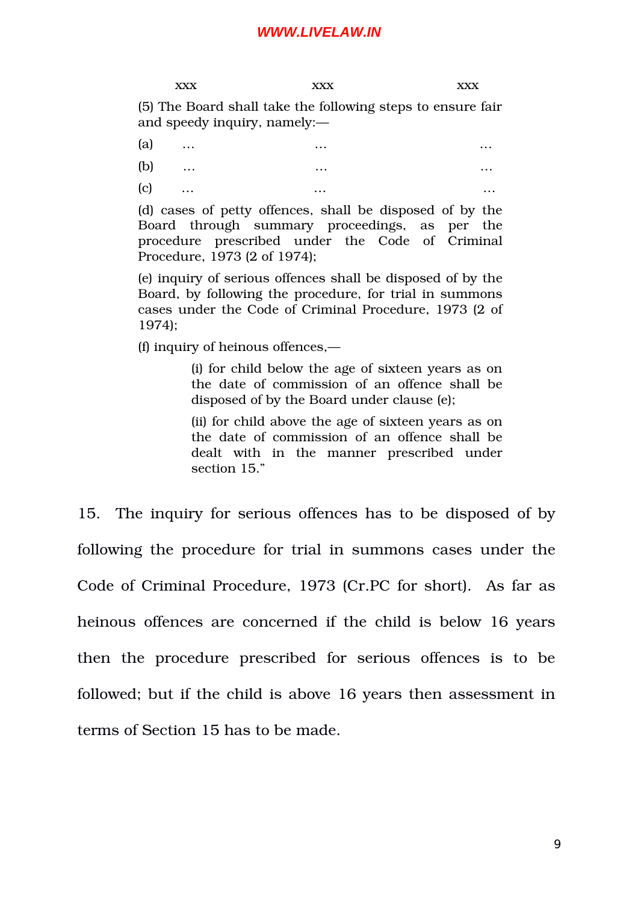xxx xxx xxx

> (5) The Board shall take the following steps to ensure fair and speedy inquiry, namely:—
>
> (a) … … …
>
> (b) … … …
>
> (c) … … …
>
> (d) cases of petty offences, shall be disposed of by the Board through summary proceedings, as per the procedure prescribed under the Code of Criminal Procedure, 1973 (2 of 1974);
>
> (e) inquiry of serious offences shall be disposed of by the Board, by following the procedure, for trial in summons cases under the Code of Criminal Procedure, 1973 (2 of 1974);
>
> (f) inquiry of heinous offences,—
>
> > (i) for child below the age of sixteen years as on the date of commission of an offence shall be disposed of by the Board under clause (e);
> >
> > (ii) for child above the age of sixteen years as on the date of commission of an offence shall be dealt with in the manner prescribed under section 15."

15. The inquiry for serious offences has to be disposed of by following the procedure for trial in summons cases under the Code of Criminal Procedure, 1973 (Cr.PC for short). As far as heinous offences are concerned if the child is below 16 years then the procedure prescribed for serious offences is to be followed; but if the child is above 16 years then assessment in terms of Section 15 has to be made.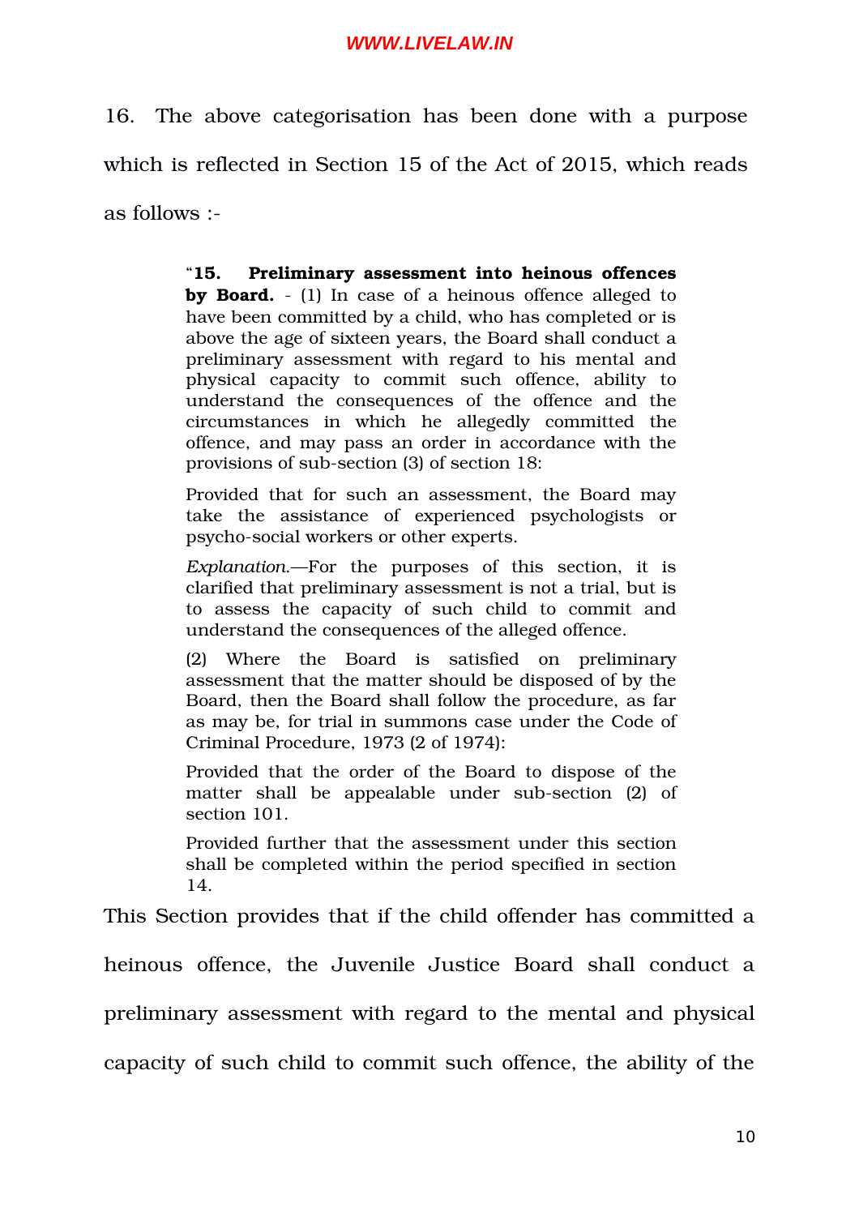16. The above categorisation has been done with a purpose which is reflected in Section 15 of the Act of 2015, which reads as follows :-

> "**15. Preliminary assessment into heinous offences by Board.** - (1) In case of a heinous offence alleged to have been committed by a child, who has completed or is above the age of sixteen years, the Board shall conduct a preliminary assessment with regard to his mental and physical capacity to commit such offence, ability to understand the consequences of the offence and the circumstances in which he allegedly committed the offence, and may pass an order in accordance with the provisions of sub-section (3) of section 18:
>
> Provided that for such an assessment, the Board may take the assistance of experienced psychologists or psycho-social workers or other experts.
>
> *Explanation.*—For the purposes of this section, it is clarified that preliminary assessment is not a trial, but is to assess the capacity of such child to commit and understand the consequences of the alleged offence.
>
> (2) Where the Board is satisfied on preliminary assessment that the matter should be disposed of by the Board, then the Board shall follow the procedure, as far as may be, for trial in summons case under the Code of Criminal Procedure, 1973 (2 of 1974):
>
> Provided that the order of the Board to dispose of the matter shall be appealable under sub-section (2) of section 101.
>
> Provided further that the assessment under this section shall be completed within the period specified in section 14.

This Section provides that if the child offender has committed a heinous offence, the Juvenile Justice Board shall conduct a preliminary assessment with regard to the mental and physical capacity of such child to commit such offence, the ability of the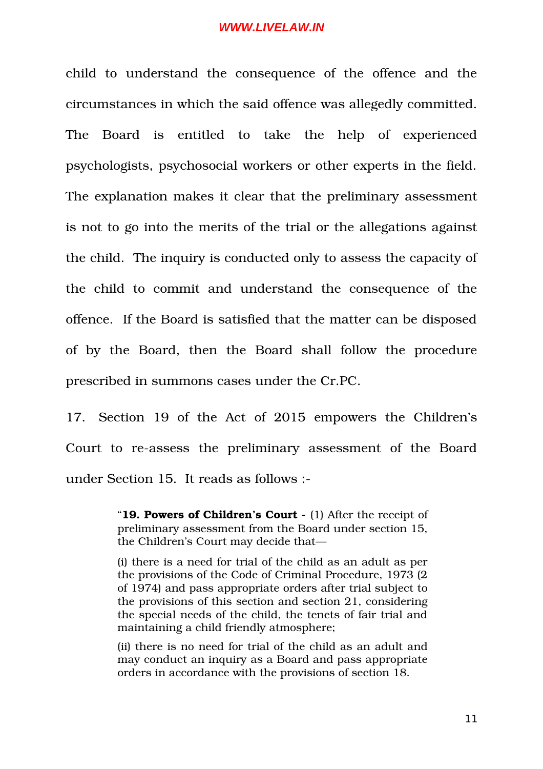child to understand the consequence of the offence and the circumstances in which the said offence was allegedly committed. The Board is entitled to take the help of experienced psychologists, psychosocial workers or other experts in the field. The explanation makes it clear that the preliminary assessment is not to go into the merits of the trial or the allegations against the child. The inquiry is conducted only to assess the capacity of the child to commit and understand the consequence of the offence. If the Board is satisfied that the matter can be disposed of by the Board, then the Board shall follow the procedure prescribed in summons cases under the Cr.PC.

17. Section 19 of the Act of 2015 empowers the Children's Court to re-assess the preliminary assessment of the Board under Section 15. It reads as follows :-

> "**19. Powers of Children's Court -** (1) After the receipt of preliminary assessment from the Board under section 15, the Children's Court may decide that—
>
> (i) there is a need for trial of the child as an adult as per the provisions of the Code of Criminal Procedure, 1973 (2 of 1974) and pass appropriate orders after trial subject to the provisions of this section and section 21, considering the special needs of the child, the tenets of fair trial and maintaining a child friendly atmosphere;
>
> (ii) there is no need for trial of the child as an adult and may conduct an inquiry as a Board and pass appropriate orders in accordance with the provisions of section 18.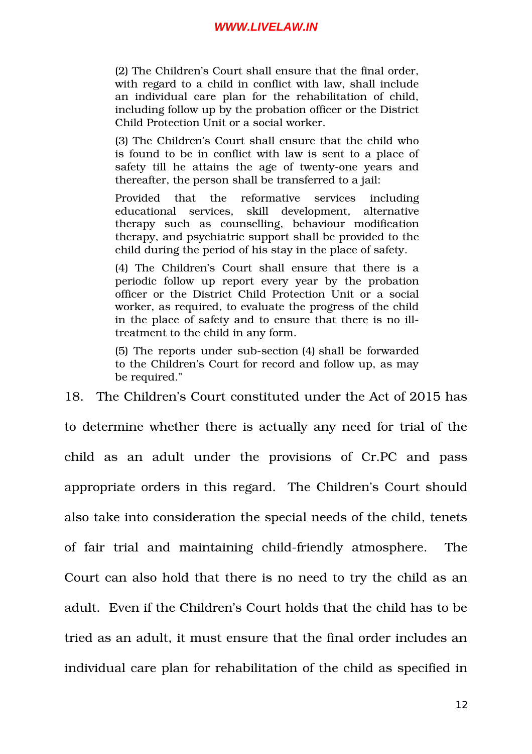> (2) The Children's Court shall ensure that the final order, with regard to a child in conflict with law, shall include an individual care plan for the rehabilitation of child, including follow up by the probation officer or the District Child Protection Unit or a social worker.
>
> (3) The Children's Court shall ensure that the child who is found to be in conflict with law is sent to a place of safety till he attains the age of twenty-one years and thereafter, the person shall be transferred to a jail:
>
> Provided that the reformative services including educational services, skill development, alternative therapy such as counselling, behaviour modification therapy, and psychiatric support shall be provided to the child during the period of his stay in the place of safety.
>
> (4) The Children's Court shall ensure that there is a periodic follow up report every year by the probation officer or the District Child Protection Unit or a social worker, as required, to evaluate the progress of the child in the place of safety and to ensure that there is no ill-treatment to the child in any form.
>
> (5) The reports under sub-section (4) shall be forwarded to the Children's Court for record and follow up, as may be required."

18. The Children's Court constituted under the Act of 2015 has to determine whether there is actually any need for trial of the child as an adult under the provisions of Cr.PC and pass appropriate orders in this regard. The Children's Court should also take into consideration the special needs of the child, tenets of fair trial and maintaining child-friendly atmosphere. The Court can also hold that there is no need to try the child as an adult. Even if the Children's Court holds that the child has to be tried as an adult, it must ensure that the final order includes an individual care plan for rehabilitation of the child as specified in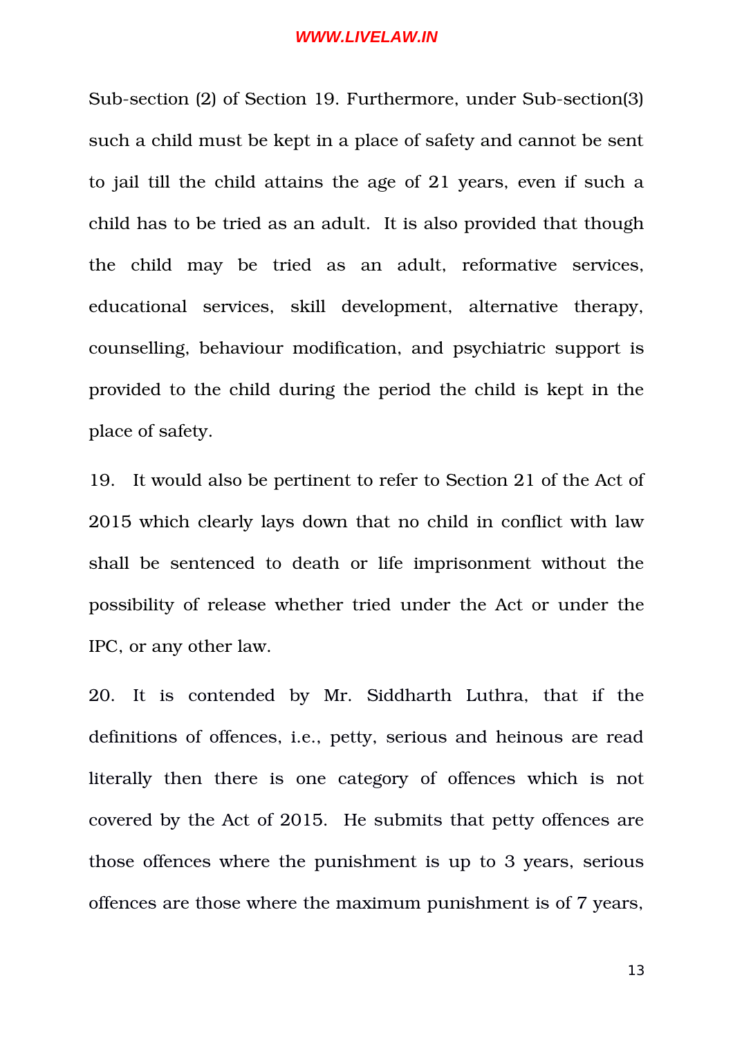Sub-section (2) of Section 19. Furthermore, under Sub-section(3) such a child must be kept in a place of safety and cannot be sent to jail till the child attains the age of 21 years, even if such a child has to be tried as an adult. It is also provided that though the child may be tried as an adult, reformative services, educational services, skill development, alternative therapy, counselling, behaviour modification, and psychiatric support is provided to the child during the period the child is kept in the place of safety.

19. It would also be pertinent to refer to Section 21 of the Act of 2015 which clearly lays down that no child in conflict with law shall be sentenced to death or life imprisonment without the possibility of release whether tried under the Act or under the IPC, or any other law.

20. It is contended by Mr. Siddharth Luthra, that if the definitions of offences, i.e., petty, serious and heinous are read literally then there is one category of offences which is not covered by the Act of 2015. He submits that petty offences are those offences where the punishment is up to 3 years, serious offences are those where the maximum punishment is of 7 years,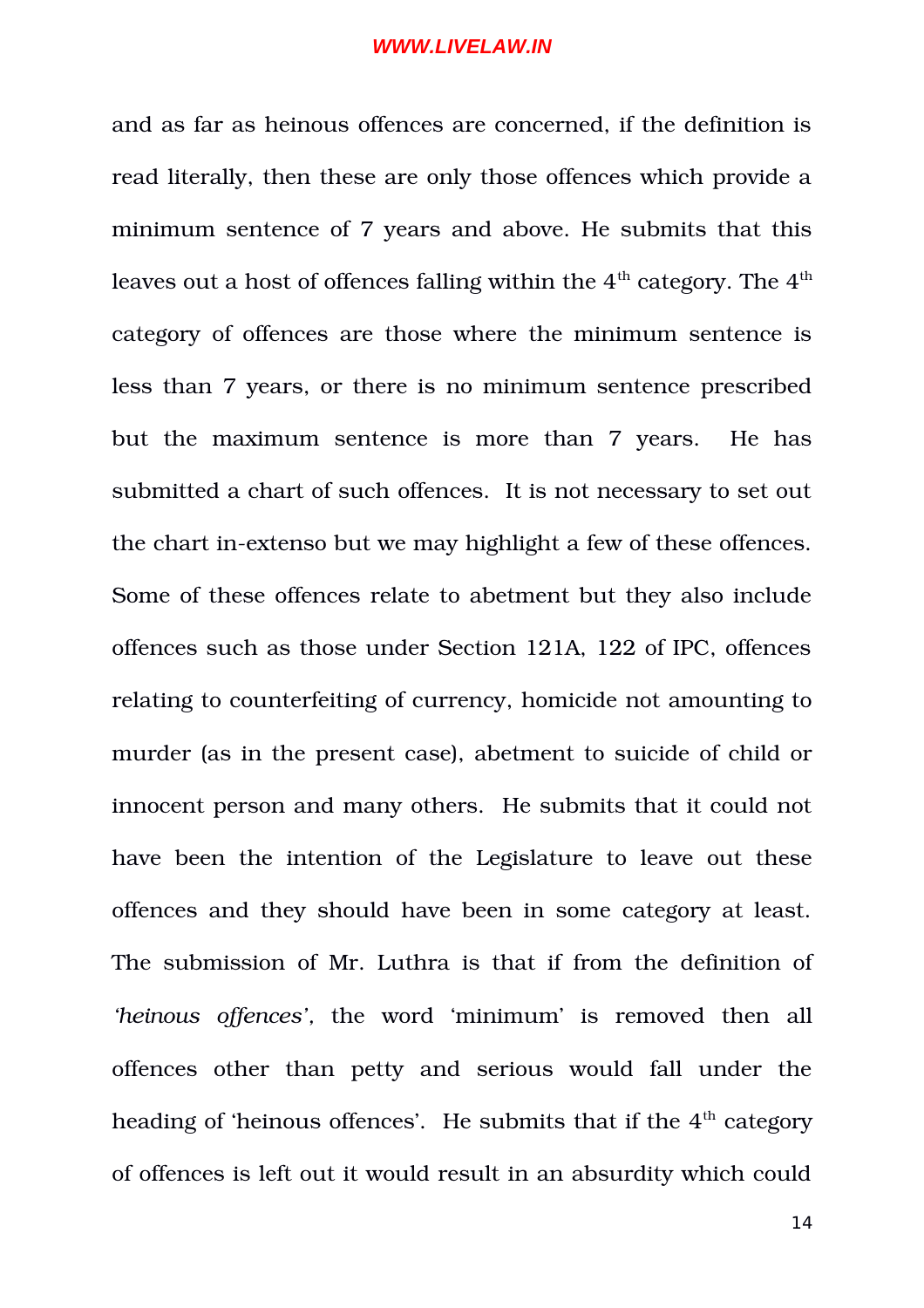and as far as heinous offences are concerned, if the definition is read literally, then these are only those offences which provide a minimum sentence of 7 years and above. He submits that this leaves out a host of offences falling within the 4th category. The 4th category of offences are those where the minimum sentence is less than 7 years, or there is no minimum sentence prescribed but the maximum sentence is more than 7 years. He has submitted a chart of such offences. It is not necessary to set out the chart in-extenso but we may highlight a few of these offences. Some of these offences relate to abetment but they also include offences such as those under Section 121A, 122 of IPC, offences relating to counterfeiting of currency, homicide not amounting to murder (as in the present case), abetment to suicide of child or innocent person and many others. He submits that it could not have been the intention of the Legislature to leave out these offences and they should have been in some category at least. The submission of Mr. Luthra is that if from the definition of *'heinous offences'*, the word 'minimum' is removed then all offences other than petty and serious would fall under the heading of 'heinous offences'. He submits that if the 4th category of offences is left out it would result in an absurdity which could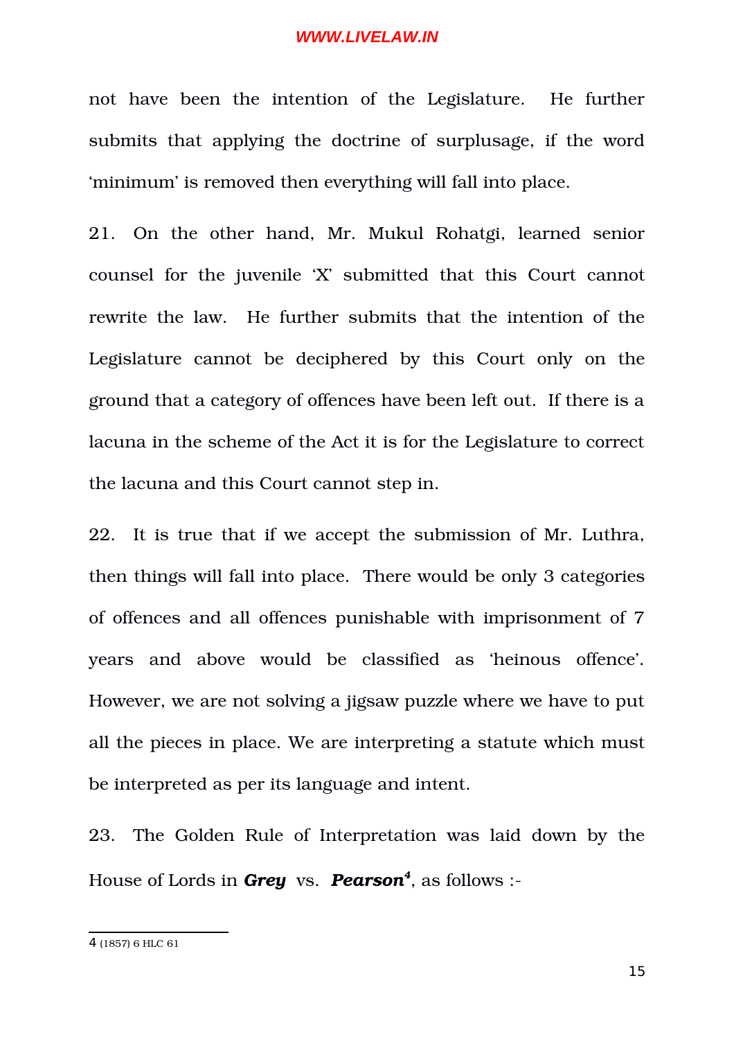not have been the intention of the Legislature. He further submits that applying the doctrine of surplusage, if the word 'minimum' is removed then everything will fall into place.

21. On the other hand, Mr. Mukul Rohatgi, learned senior counsel for the juvenile 'X' submitted that this Court cannot rewrite the law. He further submits that the intention of the Legislature cannot be deciphered by this Court only on the ground that a category of offences have been left out. If there is a lacuna in the scheme of the Act it is for the Legislature to correct the lacuna and this Court cannot step in.

22. It is true that if we accept the submission of Mr. Luthra, then things will fall into place. There would be only 3 categories of offences and all offences punishable with imprisonment of 7 years and above would be classified as 'heinous offence'. However, we are not solving a jigsaw puzzle where we have to put all the pieces in place. We are interpreting a statute which must be interpreted as per its language and intent.

23. The Golden Rule of Interpretation was laid down by the House of Lords in ***Grey*** vs. ***Pearson***[4], as follows :-

---

4 (1857) 6 HLC 61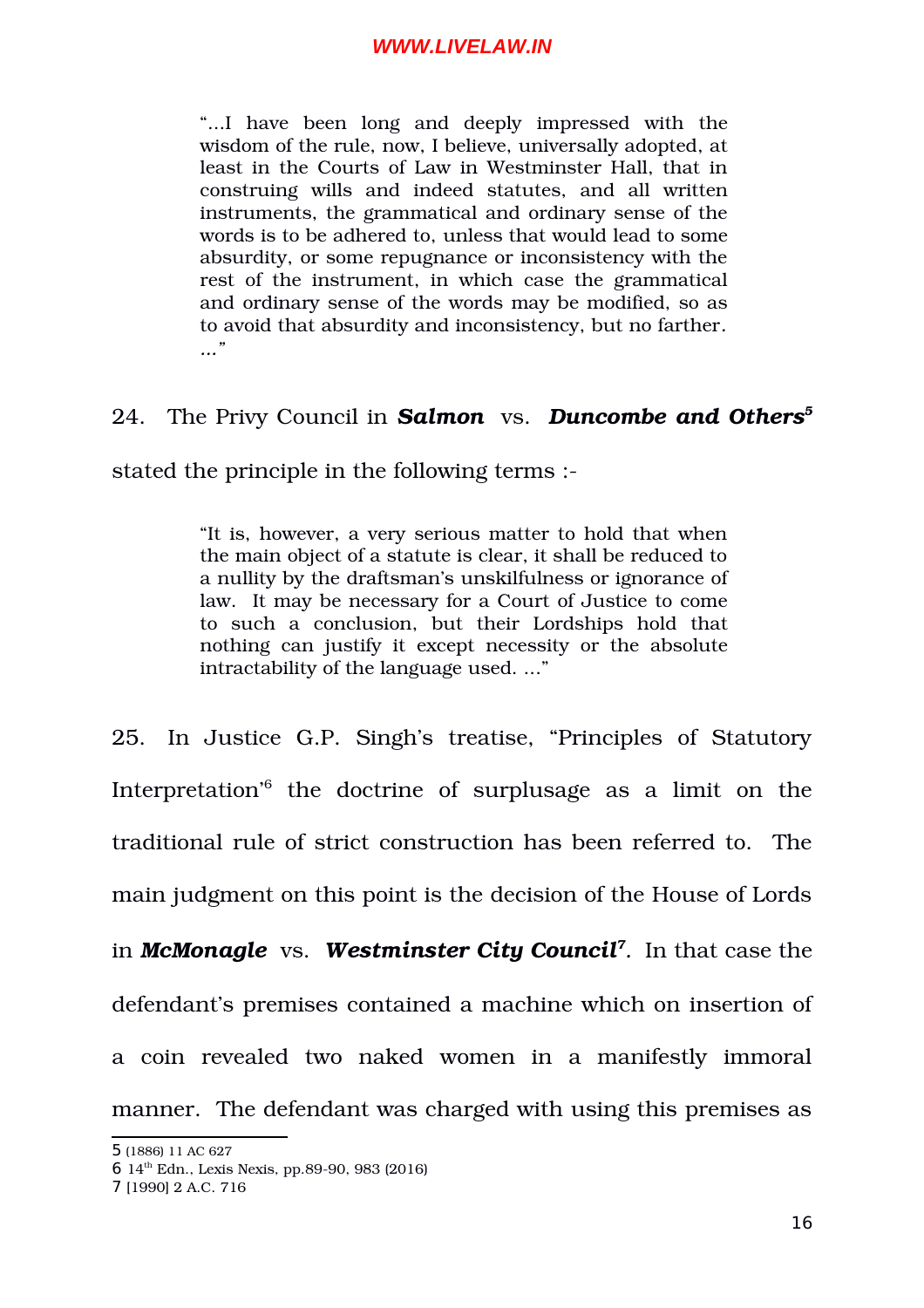> "...I have been long and deeply impressed with the wisdom of the rule, now, I believe, universally adopted, at least in the Courts of Law in Westminster Hall, that in construing wills and indeed statutes, and all written instruments, the grammatical and ordinary sense of the words is to be adhered to, unless that would lead to some absurdity, or some repugnance or inconsistency with the rest of the instrument, in which case the grammatical and ordinary sense of the words may be modified, so as to avoid that absurdity and inconsistency, but no farther. ..."

24. The Privy Council in ***Salmon*** vs. ***Duncombe and Others***[5] stated the principle in the following terms :-

> "It is, however, a very serious matter to hold that when the main object of a statute is clear, it shall be reduced to a nullity by the draftsman's unskilfulness or ignorance of law. It may be necessary for a Court of Justice to come to such a conclusion, but their Lordships hold that nothing can justify it except necessity or the absolute intractability of the language used. ..."

25. In Justice G.P. Singh's treatise, "Principles of Statutory Interpretation'[6] the doctrine of surplusage as a limit on the traditional rule of strict construction has been referred to. The main judgment on this point is the decision of the House of Lords in ***McMonagle*** vs. ***Westminster City Council***[7]. In that case the defendant's premises contained a machine which on insertion of a coin revealed two naked women in a manifestly immoral manner. The defendant was charged with using this premises as

---

5 (1886) 11 AC 627

6 14th Edn., Lexis Nexis, pp.89-90, 983 (2016)

7 [1990] 2 A.C. 716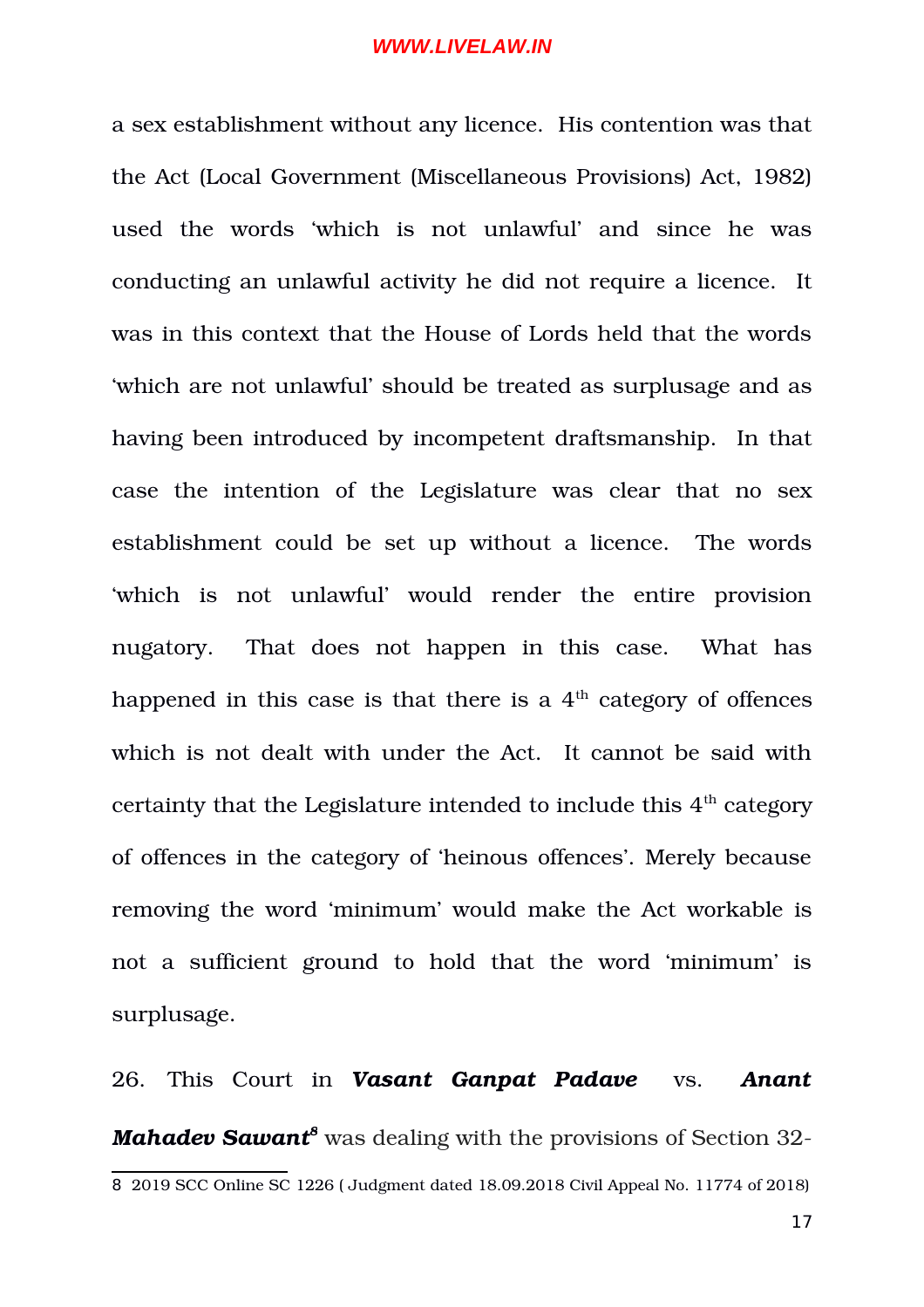a sex establishment without any licence. His contention was that the Act (Local Government (Miscellaneous Provisions) Act, 1982) used the words 'which is not unlawful' and since he was conducting an unlawful activity he did not require a licence. It was in this context that the House of Lords held that the words 'which are not unlawful' should be treated as surplusage and as having been introduced by incompetent draftsmanship. In that case the intention of the Legislature was clear that no sex establishment could be set up without a licence. The words 'which is not unlawful' would render the entire provision nugatory. That does not happen in this case. What has happened in this case is that there is a 4th category of offences which is not dealt with under the Act. It cannot be said with certainty that the Legislature intended to include this 4th category of offences in the category of 'heinous offences'. Merely because removing the word 'minimum' would make the Act workable is not a sufficient ground to hold that the word 'minimum' is surplusage.

26. This Court in ***Vasant Ganpat Padave*** vs. ***Anant Mahadev Sawant***[8] was dealing with the provisions of Section 32-

---

8 2019 SCC Online SC 1226 ( Judgment dated 18.09.2018 Civil Appeal No. 11774 of 2018)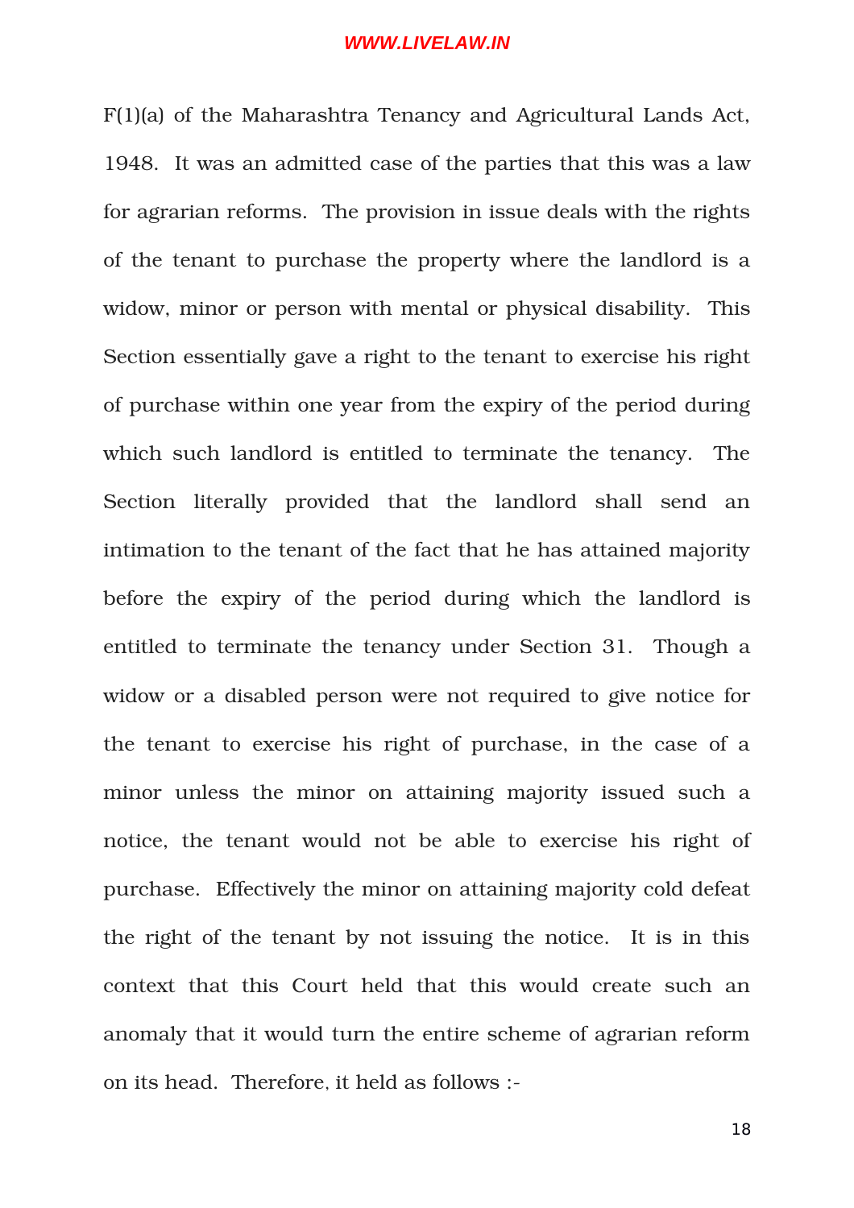F(1)(a) of the Maharashtra Tenancy and Agricultural Lands Act, 1948. It was an admitted case of the parties that this was a law for agrarian reforms. The provision in issue deals with the rights of the tenant to purchase the property where the landlord is a widow, minor or person with mental or physical disability. This Section essentially gave a right to the tenant to exercise his right of purchase within one year from the expiry of the period during which such landlord is entitled to terminate the tenancy. The Section literally provided that the landlord shall send an intimation to the tenant of the fact that he has attained majority before the expiry of the period during which the landlord is entitled to terminate the tenancy under Section 31. Though a widow or a disabled person were not required to give notice for the tenant to exercise his right of purchase, in the case of a minor unless the minor on attaining majority issued such a notice, the tenant would not be able to exercise his right of purchase. Effectively the minor on attaining majority cold defeat the right of the tenant by not issuing the notice. It is in this context that this Court held that this would create such an anomaly that it would turn the entire scheme of agrarian reform on its head. Therefore, it held as follows :-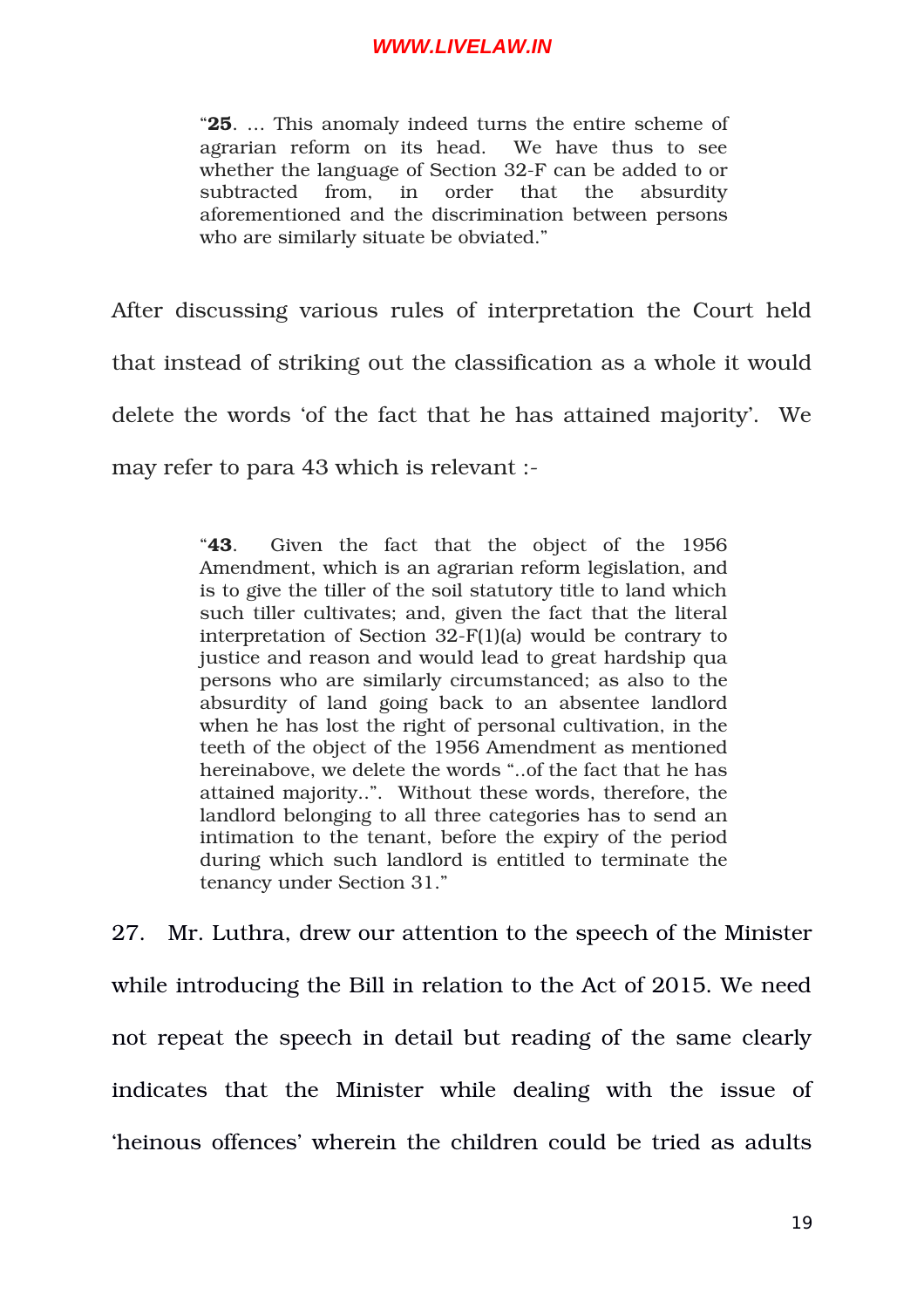> "**25**. … This anomaly indeed turns the entire scheme of agrarian reform on its head. We have thus to see whether the language of Section 32-F can be added to or subtracted from, in order that the absurdity aforementioned and the discrimination between persons who are similarly situate be obviated."

After discussing various rules of interpretation the Court held that instead of striking out the classification as a whole it would delete the words 'of the fact that he has attained majority'. We may refer to para 43 which is relevant :-

> "**43**. Given the fact that the object of the 1956 Amendment, which is an agrarian reform legislation, and is to give the tiller of the soil statutory title to land which such tiller cultivates; and, given the fact that the literal interpretation of Section 32-F(1)(a) would be contrary to justice and reason and would lead to great hardship qua persons who are similarly circumstanced; as also to the absurdity of land going back to an absentee landlord when he has lost the right of personal cultivation, in the teeth of the object of the 1956 Amendment as mentioned hereinabove, we delete the words "..of the fact that he has attained majority..". Without these words, therefore, the landlord belonging to all three categories has to send an intimation to the tenant, before the expiry of the period during which such landlord is entitled to terminate the tenancy under Section 31."

27. Mr. Luthra, drew our attention to the speech of the Minister while introducing the Bill in relation to the Act of 2015. We need not repeat the speech in detail but reading of the same clearly indicates that the Minister while dealing with the issue of 'heinous offences' wherein the children could be tried as adults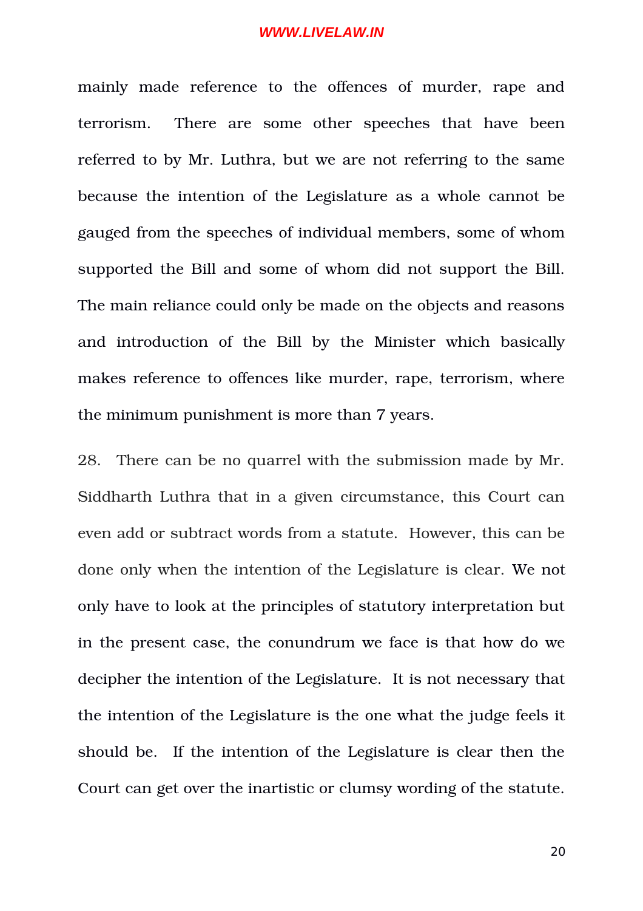mainly made reference to the offences of murder, rape and terrorism. There are some other speeches that have been referred to by Mr. Luthra, but we are not referring to the same because the intention of the Legislature as a whole cannot be gauged from the speeches of individual members, some of whom supported the Bill and some of whom did not support the Bill. The main reliance could only be made on the objects and reasons and introduction of the Bill by the Minister which basically makes reference to offences like murder, rape, terrorism, where the minimum punishment is more than 7 years.

28. There can be no quarrel with the submission made by Mr. Siddharth Luthra that in a given circumstance, this Court can even add or subtract words from a statute. However, this can be done only when the intention of the Legislature is clear. We not only have to look at the principles of statutory interpretation but in the present case, the conundrum we face is that how do we decipher the intention of the Legislature. It is not necessary that the intention of the Legislature is the one what the judge feels it should be. If the intention of the Legislature is clear then the Court can get over the inartistic or clumsy wording of the statute.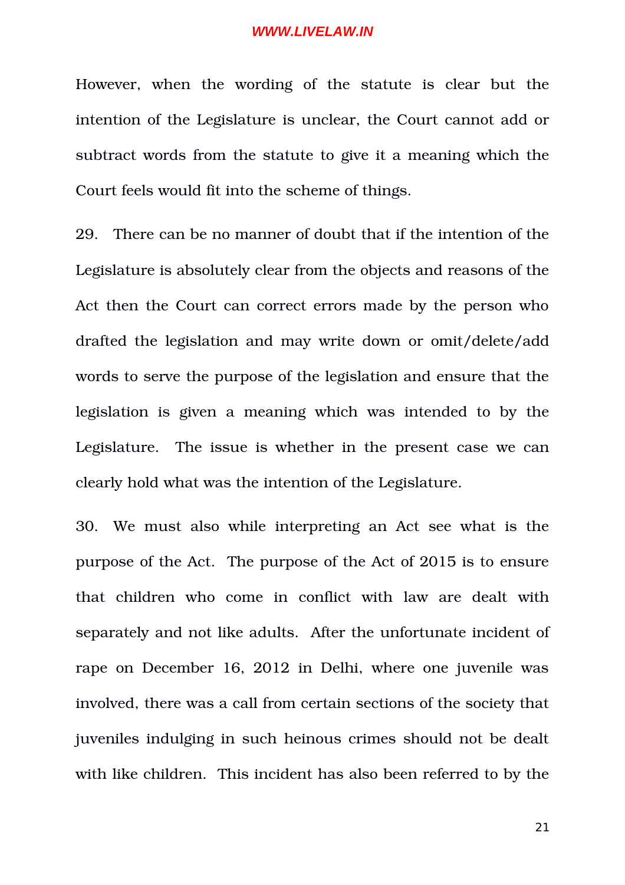However, when the wording of the statute is clear but the intention of the Legislature is unclear, the Court cannot add or subtract words from the statute to give it a meaning which the Court feels would fit into the scheme of things.

29. There can be no manner of doubt that if the intention of the Legislature is absolutely clear from the objects and reasons of the Act then the Court can correct errors made by the person who drafted the legislation and may write down or omit/delete/add words to serve the purpose of the legislation and ensure that the legislation is given a meaning which was intended to by the Legislature. The issue is whether in the present case we can clearly hold what was the intention of the Legislature.

30. We must also while interpreting an Act see what is the purpose of the Act. The purpose of the Act of 2015 is to ensure that children who come in conflict with law are dealt with separately and not like adults. After the unfortunate incident of rape on December 16, 2012 in Delhi, where one juvenile was involved, there was a call from certain sections of the society that juveniles indulging in such heinous crimes should not be dealt with like children. This incident has also been referred to by the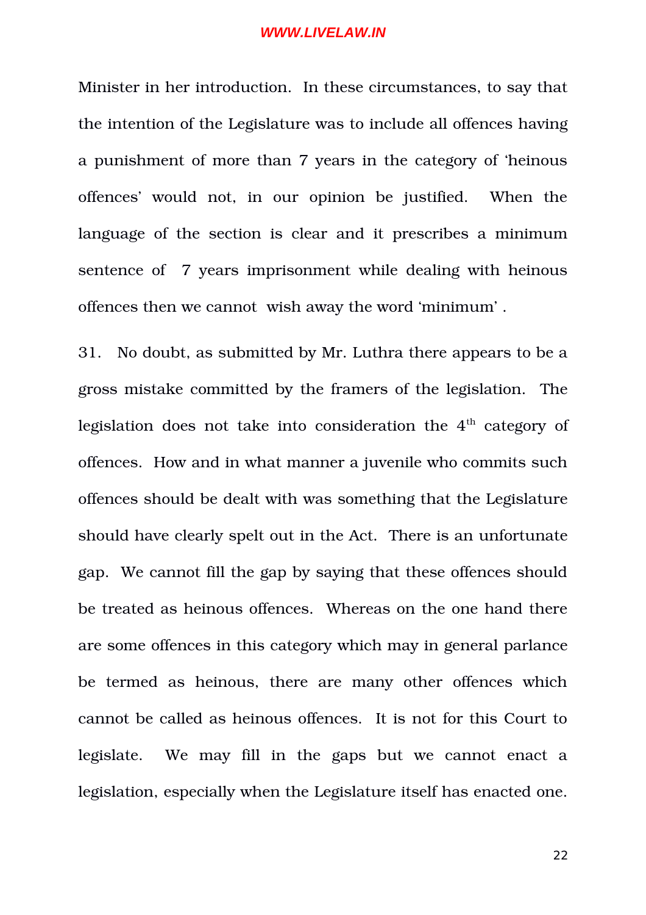Minister in her introduction. In these circumstances, to say that the intention of the Legislature was to include all offences having a punishment of more than 7 years in the category of 'heinous offences' would not, in our opinion be justified. When the language of the section is clear and it prescribes a minimum sentence of 7 years imprisonment while dealing with heinous offences then we cannot wish away the word 'minimum' .

31. No doubt, as submitted by Mr. Luthra there appears to be a gross mistake committed by the framers of the legislation. The legislation does not take into consideration the 4th category of offences. How and in what manner a juvenile who commits such offences should be dealt with was something that the Legislature should have clearly spelt out in the Act. There is an unfortunate gap. We cannot fill the gap by saying that these offences should be treated as heinous offences. Whereas on the one hand there are some offences in this category which may in general parlance be termed as heinous, there are many other offences which cannot be called as heinous offences. It is not for this Court to legislate. We may fill in the gaps but we cannot enact a legislation, especially when the Legislature itself has enacted one.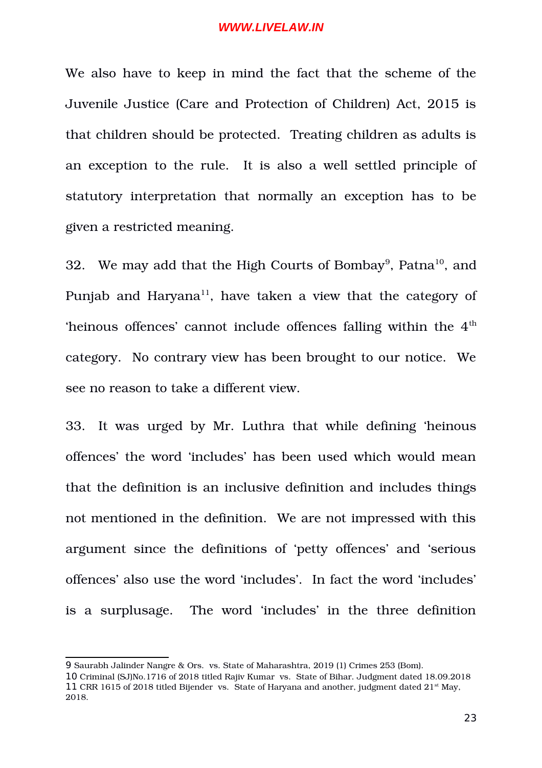We also have to keep in mind the fact that the scheme of the Juvenile Justice (Care and Protection of Children) Act, 2015 is that children should be protected. Treating children as adults is an exception to the rule. It is also a well settled principle of statutory interpretation that normally an exception has to be given a restricted meaning.

32. We may add that the High Courts of Bombay[9], Patna[10], and Punjab and Haryana[11], have taken a view that the category of 'heinous offences' cannot include offences falling within the 4th category. No contrary view has been brought to our notice. We see no reason to take a different view.

33. It was urged by Mr. Luthra that while defining 'heinous offences' the word 'includes' has been used which would mean that the definition is an inclusive definition and includes things not mentioned in the definition. We are not impressed with this argument since the definitions of 'petty offences' and 'serious offences' also use the word 'includes'. In fact the word 'includes' is a surplusage. The word 'includes' in the three definition

---

9 Saurabh Jalinder Nangre & Ors. vs. State of Maharashtra, 2019 (1) Crimes 253 (Bom).

10 Criminal (SJ)No.1716 of 2018 titled Rajiv Kumar vs. State of Bihar. Judgment dated 18.09.2018

11 CRR 1615 of 2018 titled Bijender vs. State of Haryana and another, judgment dated 21st May, 2018.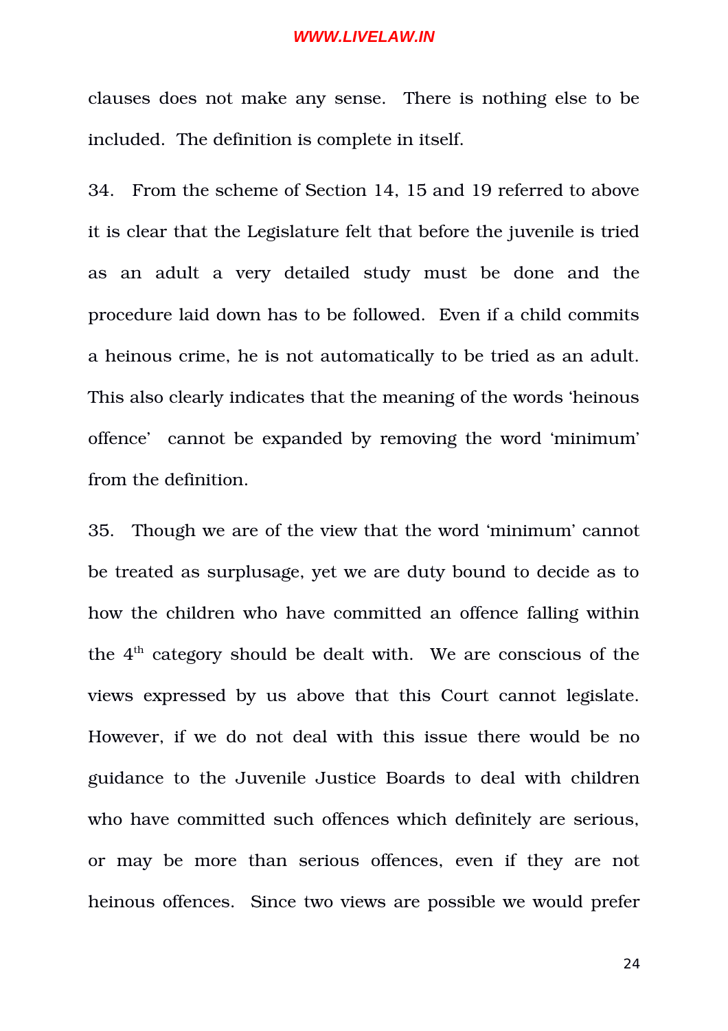clauses does not make any sense. There is nothing else to be included. The definition is complete in itself.

34. From the scheme of Section 14, 15 and 19 referred to above it is clear that the Legislature felt that before the juvenile is tried as an adult a very detailed study must be done and the procedure laid down has to be followed. Even if a child commits a heinous crime, he is not automatically to be tried as an adult. This also clearly indicates that the meaning of the words 'heinous offence' cannot be expanded by removing the word 'minimum' from the definition.

35. Though we are of the view that the word 'minimum' cannot be treated as surplusage, yet we are duty bound to decide as to how the children who have committed an offence falling within the 4th category should be dealt with. We are conscious of the views expressed by us above that this Court cannot legislate. However, if we do not deal with this issue there would be no guidance to the Juvenile Justice Boards to deal with children who have committed such offences which definitely are serious, or may be more than serious offences, even if they are not heinous offences. Since two views are possible we would prefer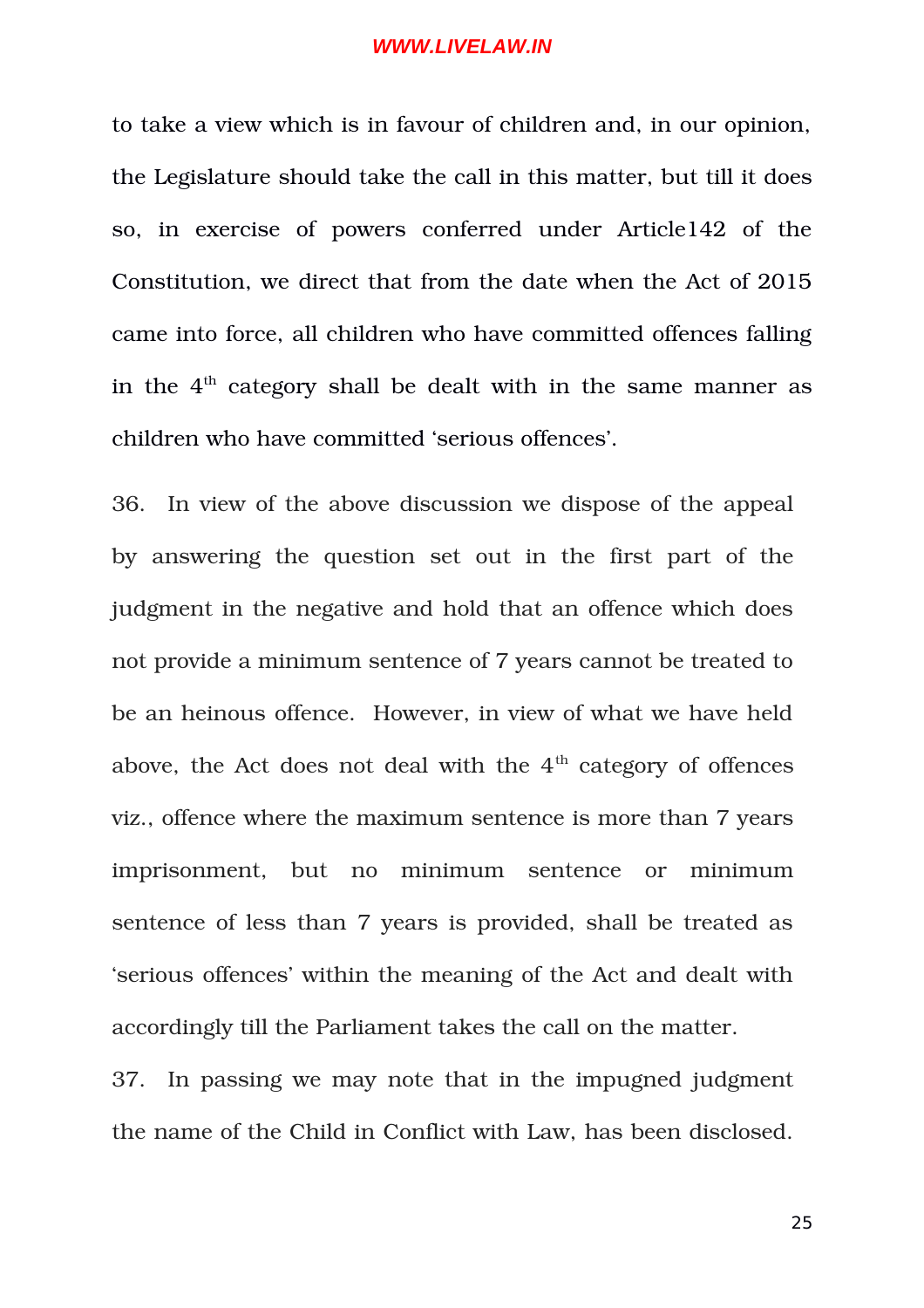to take a view which is in favour of children and, in our opinion, the Legislature should take the call in this matter, but till it does so, in exercise of powers conferred under Article142 of the Constitution, we direct that from the date when the Act of 2015 came into force, all children who have committed offences falling in the 4th category shall be dealt with in the same manner as children who have committed 'serious offences'.

36. In view of the above discussion we dispose of the appeal by answering the question set out in the first part of the judgment in the negative and hold that an offence which does not provide a minimum sentence of 7 years cannot be treated to be an heinous offence. However, in view of what we have held above, the Act does not deal with the 4th category of offences viz., offence where the maximum sentence is more than 7 years imprisonment, but no minimum sentence or minimum sentence of less than 7 years is provided, shall be treated as 'serious offences' within the meaning of the Act and dealt with accordingly till the Parliament takes the call on the matter.

37. In passing we may note that in the impugned judgment the name of the Child in Conflict with Law, has been disclosed.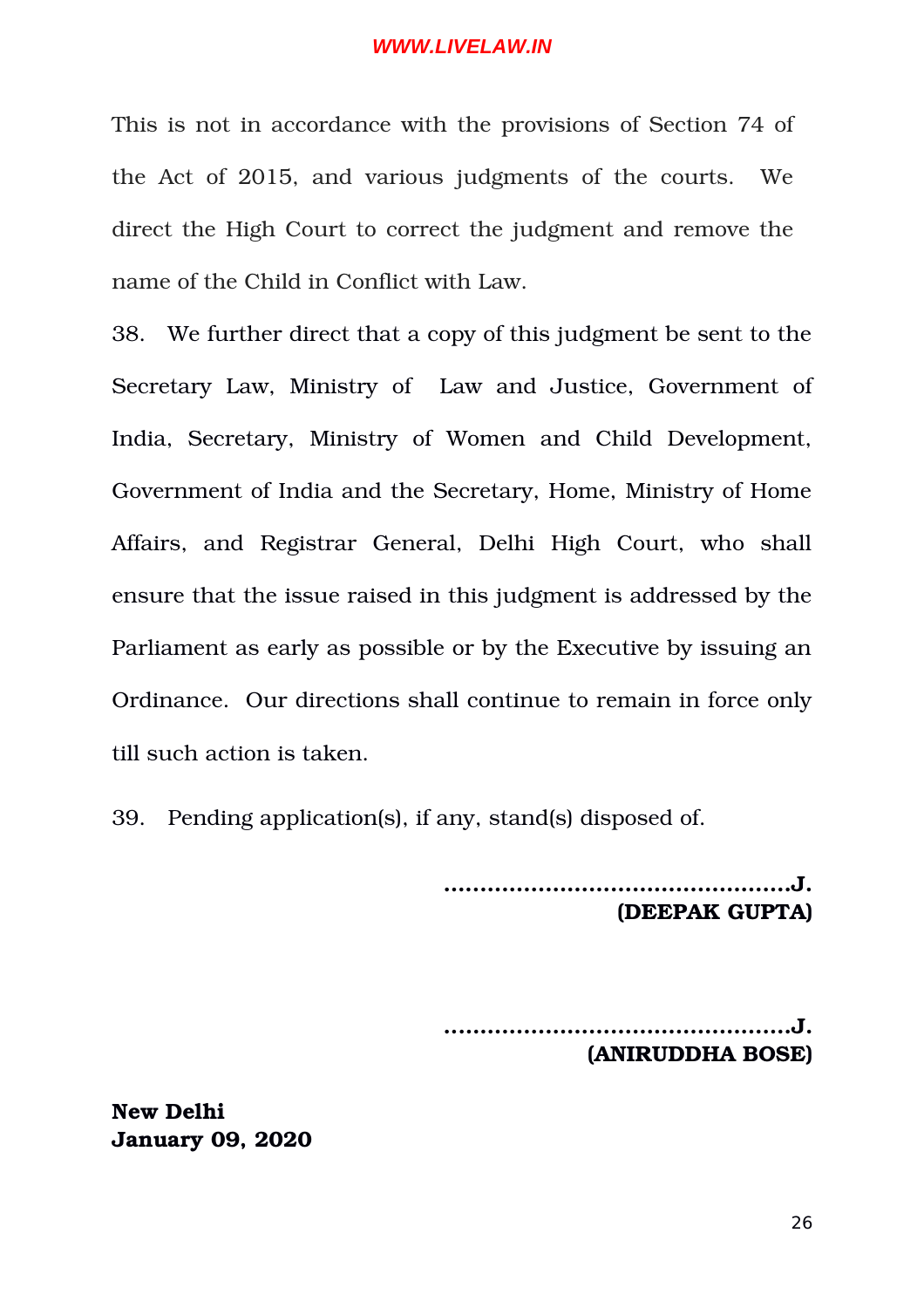This is not in accordance with the provisions of Section 74 of the Act of 2015, and various judgments of the courts. We direct the High Court to correct the judgment and remove the name of the Child in Conflict with Law.

38. We further direct that a copy of this judgment be sent to the Secretary Law, Ministry of Law and Justice, Government of India, Secretary, Ministry of Women and Child Development, Government of India and the Secretary, Home, Ministry of Home Affairs, and Registrar General, Delhi High Court, who shall ensure that the issue raised in this judgment is addressed by the Parliament as early as possible or by the Executive by issuing an Ordinance. Our directions shall continue to remain in force only till such action is taken.

39. Pending application(s), if any, stand(s) disposed of.

**...............................................J.**
**(DEEPAK GUPTA)**

**...............................................J.**
**(ANIRUDDHA BOSE)**

**New Delhi**
**January 09, 2020**